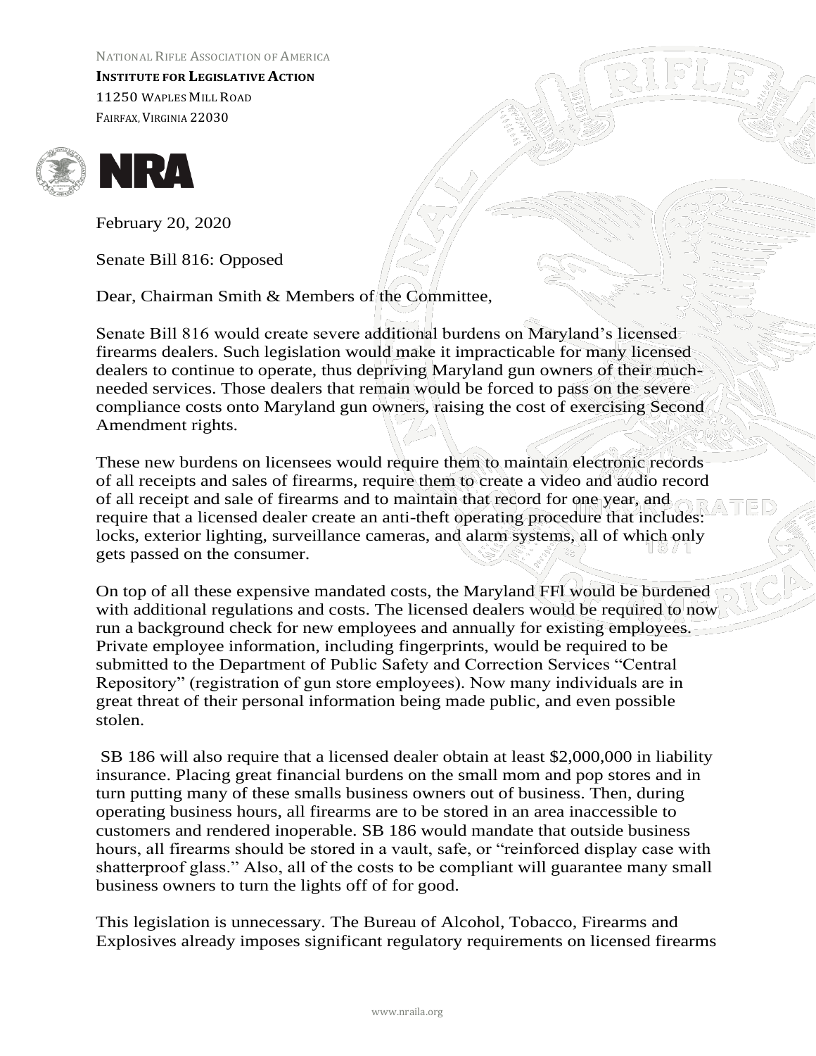NATIONAL RIFLE ASSOCIATION OF AMERICA
**INSTITUTE FOR LEGISLATIVE ACTION**
11250 WAPLES MILL ROAD
FAIRFAX, VIRGINIA 22030

February 20, 2020

Senate Bill 816: Opposed

Dear, Chairman Smith & Members of the Committee,

Senate Bill 816 would create severe additional burdens on Maryland's licensed firearms dealers. Such legislation would make it impracticable for many licensed dealers to continue to operate, thus depriving Maryland gun owners of their much-needed services. Those dealers that remain would be forced to pass on the severe compliance costs onto Maryland gun owners, raising the cost of exercising Second Amendment rights.

These new burdens on licensees would require them to maintain electronic records of all receipts and sales of firearms, require them to create a video and audio record of all receipt and sale of firearms and to maintain that record for one year, and require that a licensed dealer create an anti-theft operating procedure that includes: locks, exterior lighting, surveillance cameras, and alarm systems, all of which only gets passed on the consumer.

On top of all these expensive mandated costs, the Maryland FFl would be burdened with additional regulations and costs. The licensed dealers would be required to now run a background check for new employees and annually for existing employees. Private employee information, including fingerprints, would be required to be submitted to the Department of Public Safety and Correction Services "Central Repository" (registration of gun store employees). Now many individuals are in great threat of their personal information being made public, and even possible stolen.

SB 186 will also require that a licensed dealer obtain at least $2,000,000 in liability insurance. Placing great financial burdens on the small mom and pop stores and in turn putting many of these smalls business owners out of business. Then, during operating business hours, all firearms are to be stored in an area inaccessible to customers and rendered inoperable. SB 186 would mandate that outside business hours, all firearms should be stored in a vault, safe, or "reinforced display case with shatterproof glass." Also, all of the costs to be compliant will guarantee many small business owners to turn the lights off of for good.

This legislation is unnecessary. The Bureau of Alcohol, Tobacco, Firearms and Explosives already imposes significant regulatory requirements on licensed firearms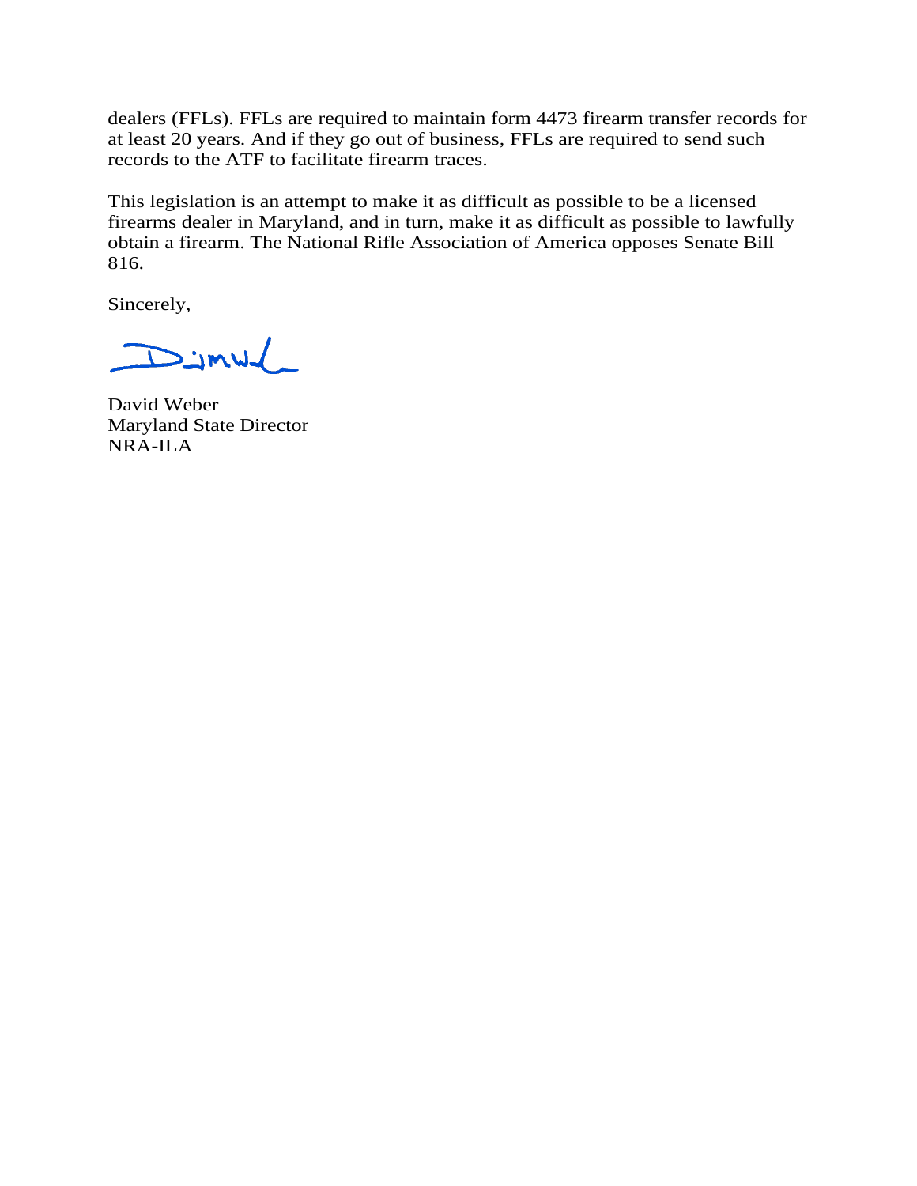dealers (FFLs). FFLs are required to maintain form 4473 firearm transfer records for at least 20 years. And if they go out of business, FFLs are required to send such records to the ATF to facilitate firearm traces.

This legislation is an attempt to make it as difficult as possible to be a licensed firearms dealer in Maryland, and in turn, make it as difficult as possible to lawfully obtain a firearm. The National Rifle Association of America opposes Senate Bill 816.

Sincerely,

David Weber
Maryland State Director
NRA-ILA